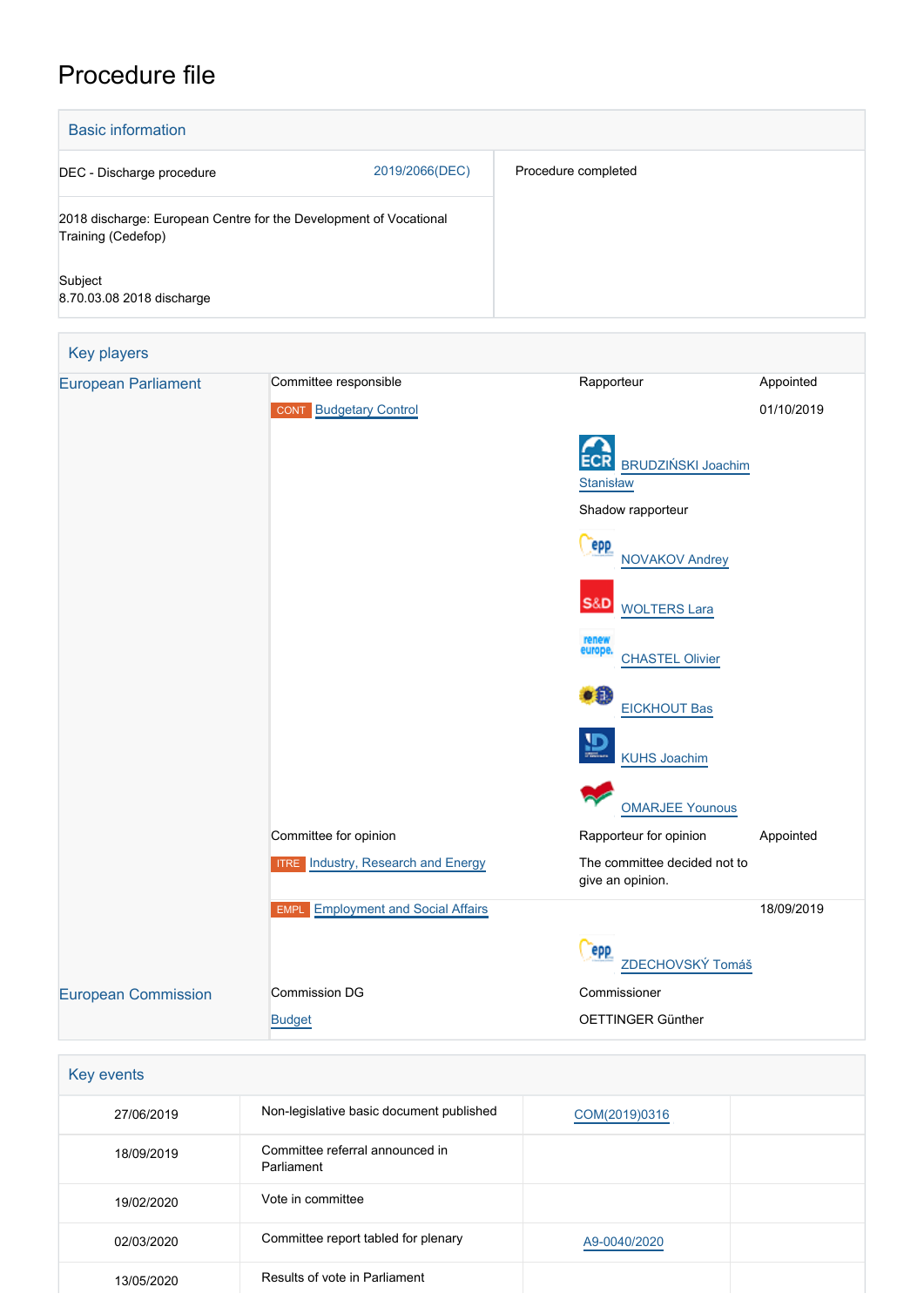# Procedure file

## Basic information

| | |
|---|---|
| DEC - Discharge procedure 2019/2066(DEC) | Procedure completed |
| 2018 discharge: European Centre for the Development of Vocational Training (Cedefop) | |
| Subject<br>8.70.03.08 2018 discharge | |

## Key players

| | | | |
|---|---|---|---|
| European Parliament | Committee responsible | Rapporteur | Appointed |
| | CONT Budgetary Control | | 01/10/2019 |
| | | ECR BRUDZIŃSKI Joachim Stanisław | |
| | | Shadow rapporteur | |
| | | EPP NOVAKOV Andrey | |
| | | S&D WOLTERS Lara | |
| | | Renew Europe CHASTEL Olivier | |
| | | Greens/EFA EICKHOUT Bas | |
| | | ID KUHS Joachim | |
| | | GUE/NGL OMARJEE Younous | |
| | Committee for opinion | Rapporteur for opinion | Appointed |
| | ITRE Industry, Research and Energy | The committee decided not to give an opinion. | |
| | EMPL Employment and Social Affairs | | 18/09/2019 |
| | | EPP ZDECHOVSKÝ Tomáš | |
| European Commission | Commission DG | Commissioner | |
| | Budget | OETTINGER Günther | |

## Key events

| | | | |
|---|---|---|---|
| 27/06/2019 | Non-legislative basic document published | COM(2019)0316 | |
| 18/09/2019 | Committee referral announced in Parliament | | |
| 19/02/2020 | Vote in committee | | |
| 02/03/2020 | Committee report tabled for plenary | A9-0040/2020 | |
| 13/05/2020 | Results of vote in Parliament | | |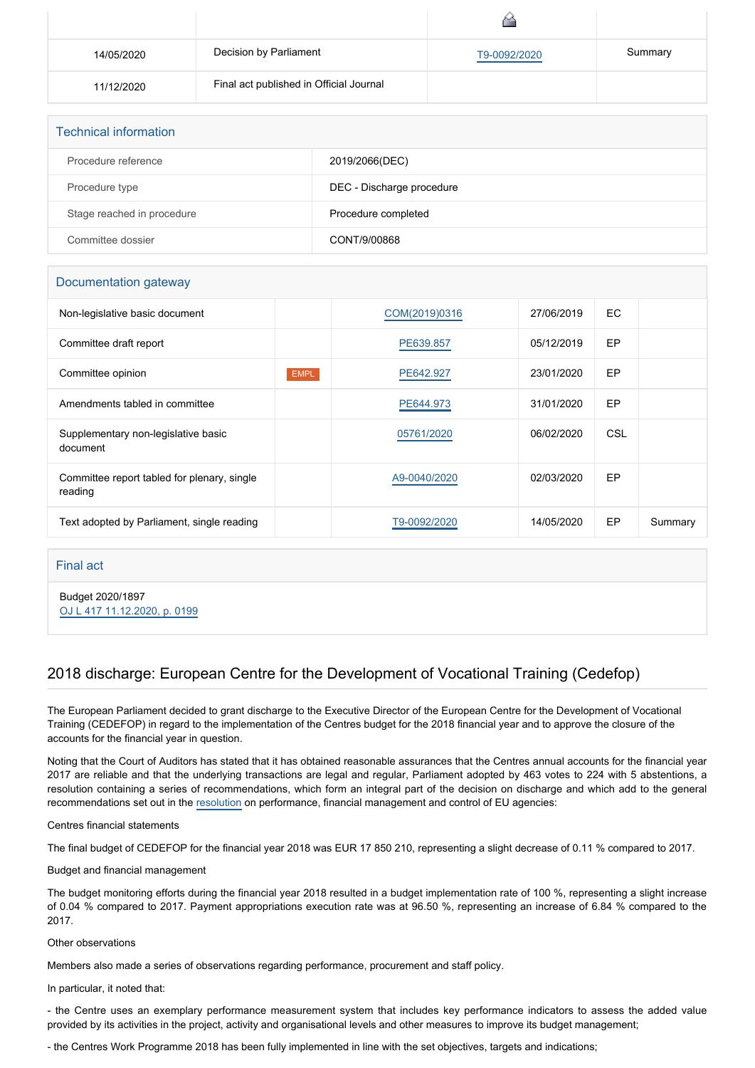|  |  |  |  |
|---|---|---|---|
| 14/05/2020 | Decision by Parliament | T9-0092/2020 | Summary |
| 11/12/2020 | Final act published in Official Journal |  |  |

## Technical information

|  |  |
|---|---|
| Procedure reference | 2019/2066(DEC) |
| Procedure type | DEC - Discharge procedure |
| Stage reached in procedure | Procedure completed |
| Committee dossier | CONT/9/00868 |

## Documentation gateway

|  |  |  |  |  |  |
|---|---|---|---|---|---|
| Non-legislative basic document |  | COM(2019)0316 | 27/06/2019 | EC |  |
| Committee draft report |  | PE639.857 | 05/12/2019 | EP |  |
| Committee opinion | EMPL | PE642.927 | 23/01/2020 | EP |  |
| Amendments tabled in committee |  | PE644.973 | 31/01/2020 | EP |  |
| Supplementary non-legislative basic document |  | 05761/2020 | 06/02/2020 | CSL |  |
| Committee report tabled for plenary, single reading |  | A9-0040/2020 | 02/03/2020 | EP |  |
| Text adopted by Parliament, single reading |  | T9-0092/2020 | 14/05/2020 | EP | Summary |

## Final act

Budget 2020/1897
OJ L 417 11.12.2020, p. 0199

## 2018 discharge: European Centre for the Development of Vocational Training (Cedefop)

The European Parliament decided to grant discharge to the Executive Director of the European Centre for the Development of Vocational Training (CEDEFOP) in regard to the implementation of the Centres budget for the 2018 financial year and to approve the closure of the accounts for the financial year in question.

Noting that the Court of Auditors has stated that it has obtained reasonable assurances that the Centres annual accounts for the financial year 2017 are reliable and that the underlying transactions are legal and regular, Parliament adopted by 463 votes to 224 with 5 abstentions, a resolution containing a series of recommendations, which form an integral part of the decision on discharge and which add to the general recommendations set out in the resolution on performance, financial management and control of EU agencies:

Centres financial statements

The final budget of CEDEFOP for the financial year 2018 was EUR 17 850 210, representing a slight decrease of 0.11 % compared to 2017.

Budget and financial management

The budget monitoring efforts during the financial year 2018 resulted in a budget implementation rate of 100 %, representing a slight increase of 0.04 % compared to 2017. Payment appropriations execution rate was at 96.50 %, representing an increase of 6.84 % compared to the 2017.

Other observations

Members also made a series of observations regarding performance, procurement and staff policy.

In particular, it noted that:

- the Centre uses an exemplary performance measurement system that includes key performance indicators to assess the added value provided by its activities in the project, activity and organisational levels and other measures to improve its budget management;

- the Centres Work Programme 2018 has been fully implemented in line with the set objectives, targets and indications;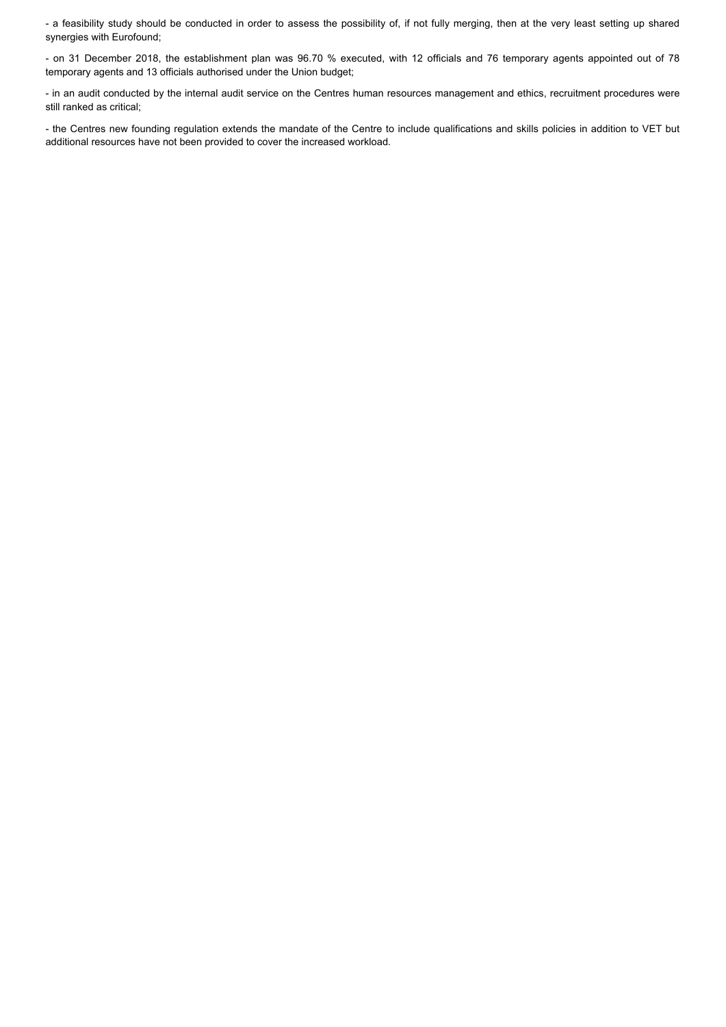- a feasibility study should be conducted in order to assess the possibility of, if not fully merging, then at the very least setting up shared synergies with Eurofound;

- on 31 December 2018, the establishment plan was 96.70 % executed, with 12 officials and 76 temporary agents appointed out of 78 temporary agents and 13 officials authorised under the Union budget;

- in an audit conducted by the internal audit service on the Centres human resources management and ethics, recruitment procedures were still ranked as critical;

- the Centres new founding regulation extends the mandate of the Centre to include qualifications and skills policies in addition to VET but additional resources have not been provided to cover the increased workload.